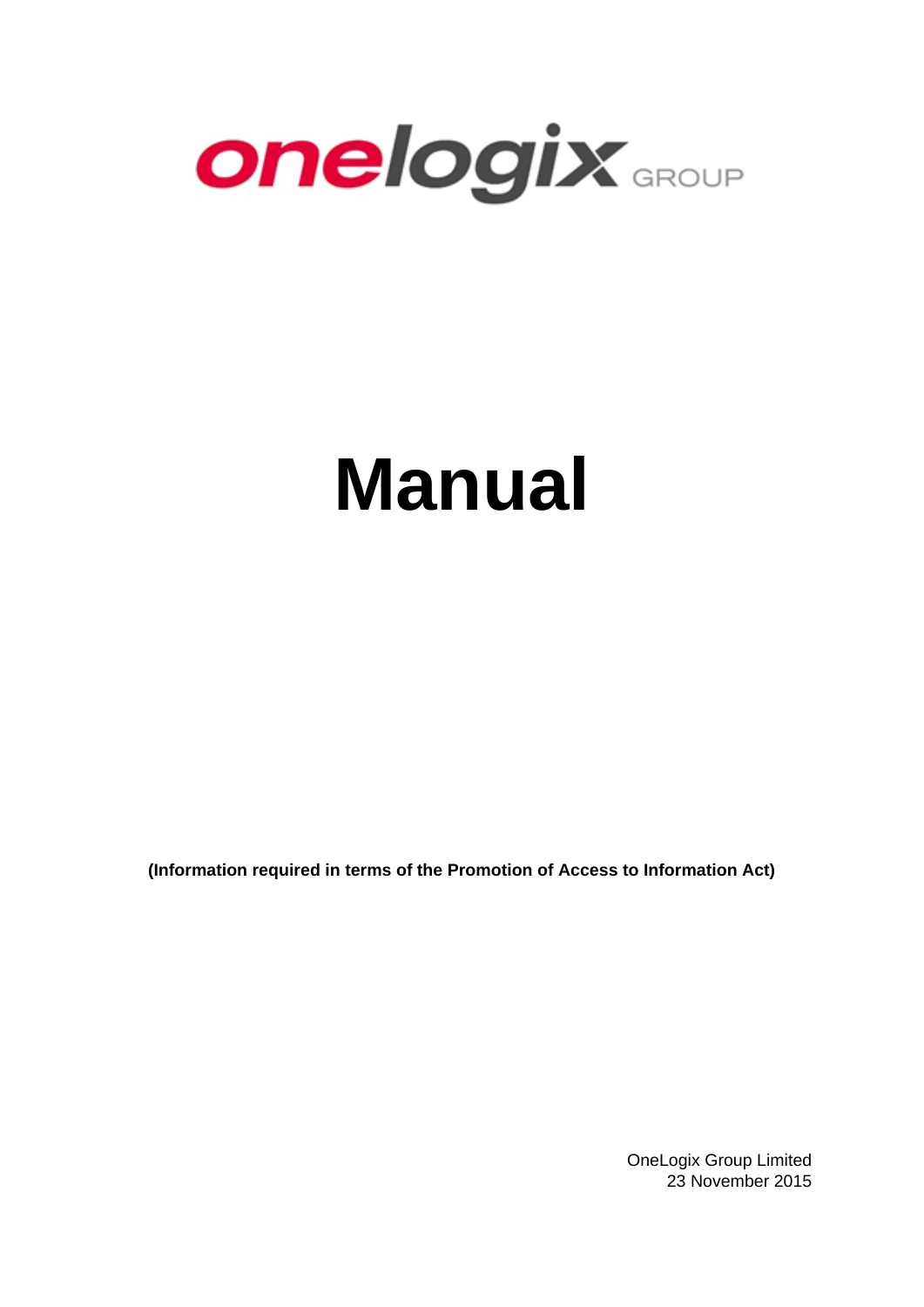onelogix GROUP

# Manual

**(Information required in terms of the Promotion of Access to Information Act)**

OneLogix Group Limited
23 November 2015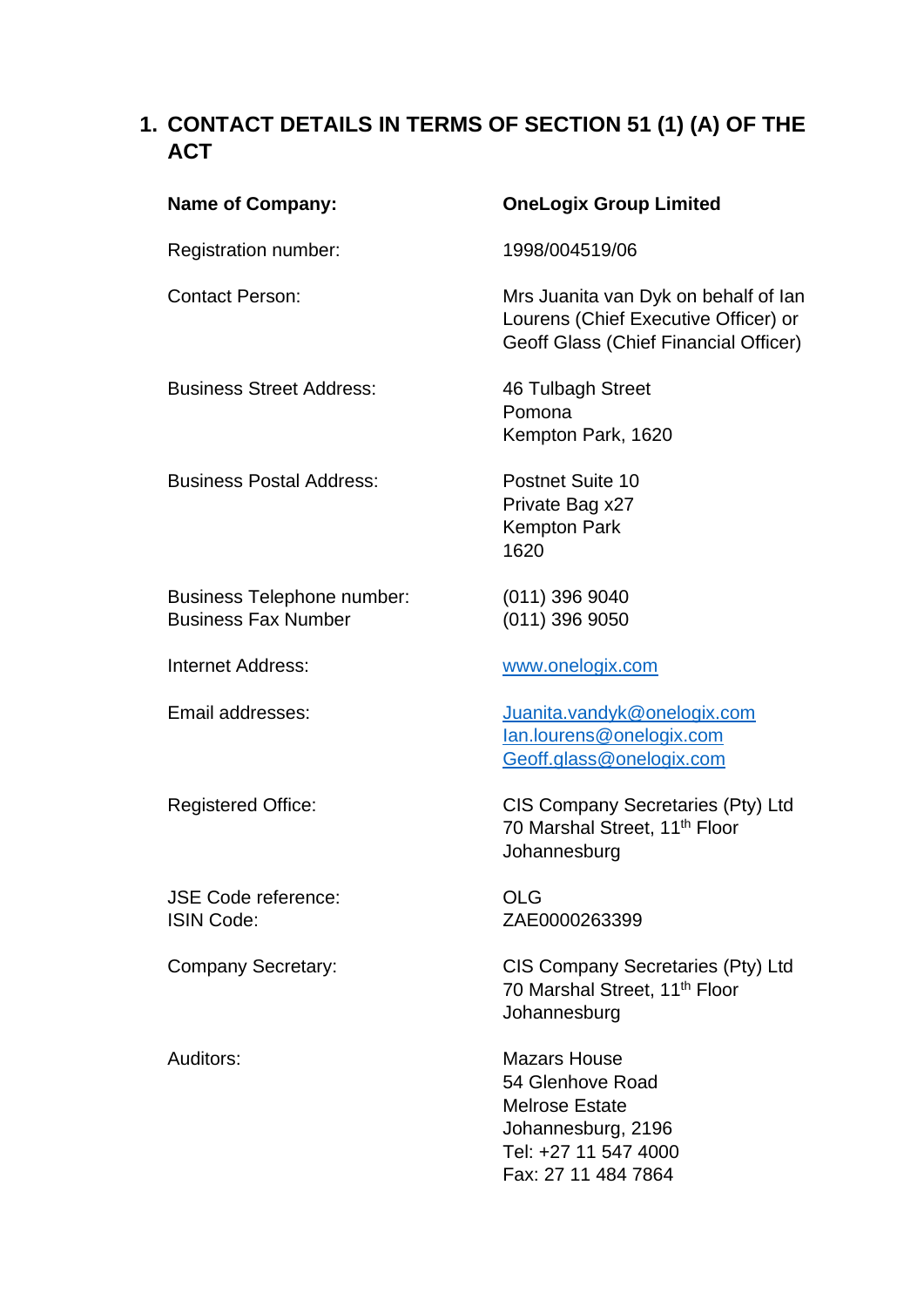## 1. CONTACT DETAILS IN TERMS OF SECTION 51 (1) (A) OF THE ACT

| | |
|---|---|
| **Name of Company:** | **OneLogix Group Limited** |
| Registration number: | 1998/004519/06 |
| Contact Person: | Mrs Juanita van Dyk on behalf of Ian Lourens (Chief Executive Officer) or Geoff Glass (Chief Financial Officer) |
| Business Street Address: | 46 Tulbagh Street<br>Pomona<br>Kempton Park, 1620 |
| Business Postal Address: | Postnet Suite 10<br>Private Bag x27<br>Kempton Park<br>1620 |
| Business Telephone number:<br>Business Fax Number | (011) 396 9040<br>(011) 396 9050 |
| Internet Address: | www.onelogix.com |
| Email addresses: | Juanita.vandyk@onelogix.com<br>Ian.lourens@onelogix.com<br>Geoff.glass@onelogix.com |
| Registered Office: | CIS Company Secretaries (Pty) Ltd<br>70 Marshal Street, 11th Floor<br>Johannesburg |
| JSE Code reference:<br>ISIN Code: | OLG<br>ZAE0000263399 |
| Company Secretary: | CIS Company Secretaries (Pty) Ltd<br>70 Marshal Street, 11th Floor<br>Johannesburg |
| Auditors: | Mazars House<br>54 Glenhove Road<br>Melrose Estate<br>Johannesburg, 2196<br>Tel: +27 11 547 4000<br>Fax: 27 11 484 7864 |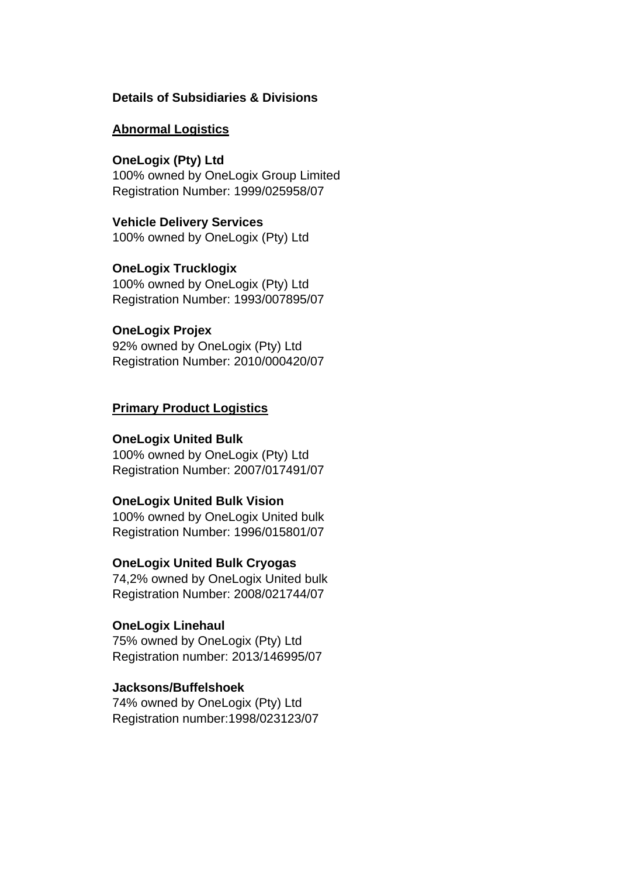**Details of Subsidiaries & Divisions**

**Abnormal Logistics**

**OneLogix (Pty) Ltd**
100% owned by OneLogix Group Limited
Registration Number: 1999/025958/07

**Vehicle Delivery Services**
100% owned by OneLogix (Pty) Ltd

**OneLogix Trucklogix**
100% owned by OneLogix (Pty) Ltd
Registration Number: 1993/007895/07

**OneLogix Projex**
92% owned by OneLogix (Pty) Ltd
Registration Number: 2010/000420/07

**Primary Product Logistics**

**OneLogix United Bulk**
100% owned by OneLogix (Pty) Ltd
Registration Number: 2007/017491/07

**OneLogix United Bulk Vision**
100% owned by OneLogix United bulk
Registration Number: 1996/015801/07

**OneLogix United Bulk Cryogas**
74,2% owned by OneLogix United bulk
Registration Number: 2008/021744/07

**OneLogix Linehaul**
75% owned by OneLogix (Pty) Ltd
Registration number: 2013/146995/07

**Jacksons/Buffelshoek**
74% owned by OneLogix (Pty) Ltd
Registration number:1998/023123/07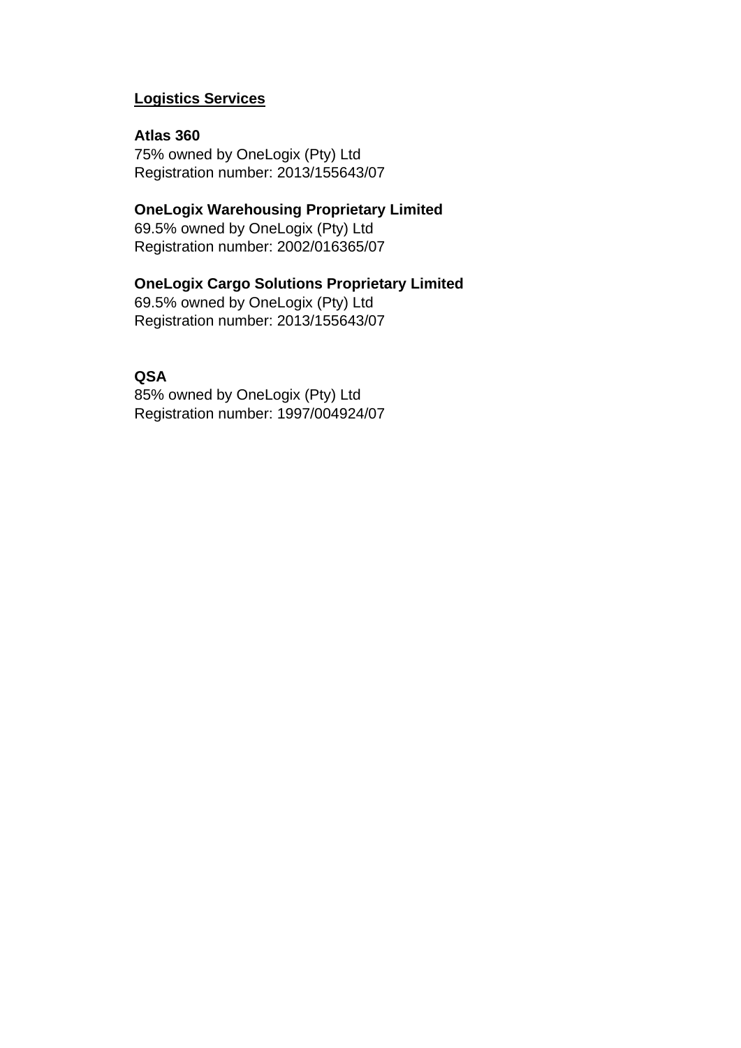**Logistics Services**

**Atlas 360**
75% owned by OneLogix (Pty) Ltd
Registration number: 2013/155643/07

**OneLogix Warehousing Proprietary Limited**
69.5% owned by OneLogix (Pty) Ltd
Registration number: 2002/016365/07

**OneLogix Cargo Solutions Proprietary Limited**
69.5% owned by OneLogix (Pty) Ltd
Registration number: 2013/155643/07

**QSA**
85% owned by OneLogix (Pty) Ltd
Registration number: 1997/004924/07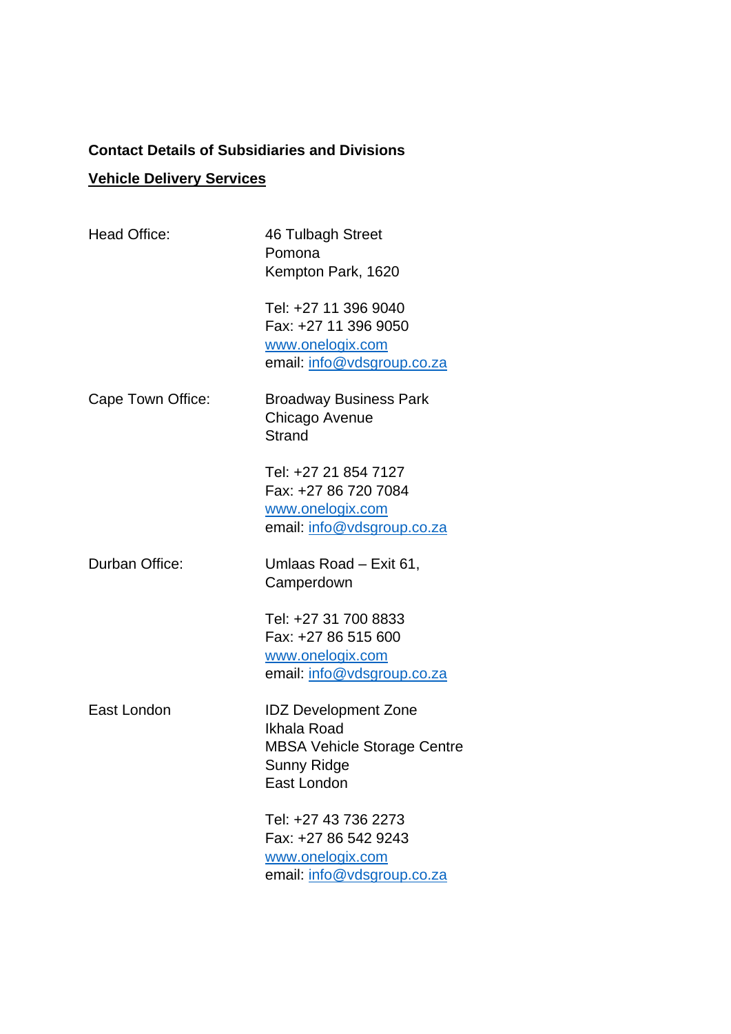**Contact Details of Subsidiaries and Divisions**

**Vehicle Delivery Services**

| | |
|---|---|
| Head Office: | 46 Tulbagh Street<br>Pomona<br>Kempton Park, 1620<br><br>Tel: +27 11 396 9040<br>Fax: +27 11 396 9050<br>www.onelogix.com<br>email: info@vdsgroup.co.za |
| Cape Town Office: | Broadway Business Park<br>Chicago Avenue<br>Strand<br><br>Tel: +27 21 854 7127<br>Fax: +27 86 720 7084<br>www.onelogix.com<br>email: info@vdsgroup.co.za |
| Durban Office: | Umlaas Road – Exit 61,<br>Camperdown<br><br>Tel: +27 31 700 8833<br>Fax: +27 86 515 600<br>www.onelogix.com<br>email: info@vdsgroup.co.za |
| East London | IDZ Development Zone<br>Ikhala Road<br>MBSA Vehicle Storage Centre<br>Sunny Ridge<br>East London<br><br>Tel: +27 43 736 2273<br>Fax: +27 86 542 9243<br>www.onelogix.com<br>email: info@vdsgroup.co.za |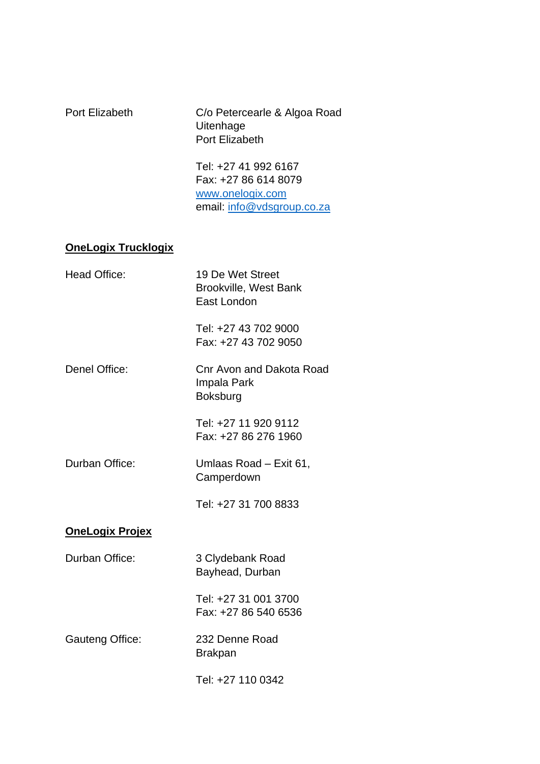Port Elizabeth

C/o Petercearle & Algoa Road
Uitenhage
Port Elizabeth

Tel: +27 41 992 6167
Fax: +27 86 614 8079
www.onelogix.com
email: info@vdsgroup.co.za

**OneLogix Trucklogix**

Head Office:

19 De Wet Street
Brookville, West Bank
East London

Tel: +27 43 702 9000
Fax: +27 43 702 9050

Denel Office:

Cnr Avon and Dakota Road
Impala Park
Boksburg

Tel: +27 11 920 9112
Fax: +27 86 276 1960

Durban Office:

Umlaas Road – Exit 61,
Camperdown

Tel: +27 31 700 8833

**OneLogix Projex**

Durban Office:

3 Clydebank Road
Bayhead, Durban

Tel: +27 31 001 3700
Fax: +27 86 540 6536

Gauteng Office:

232 Denne Road
Brakpan

Tel: +27 110 0342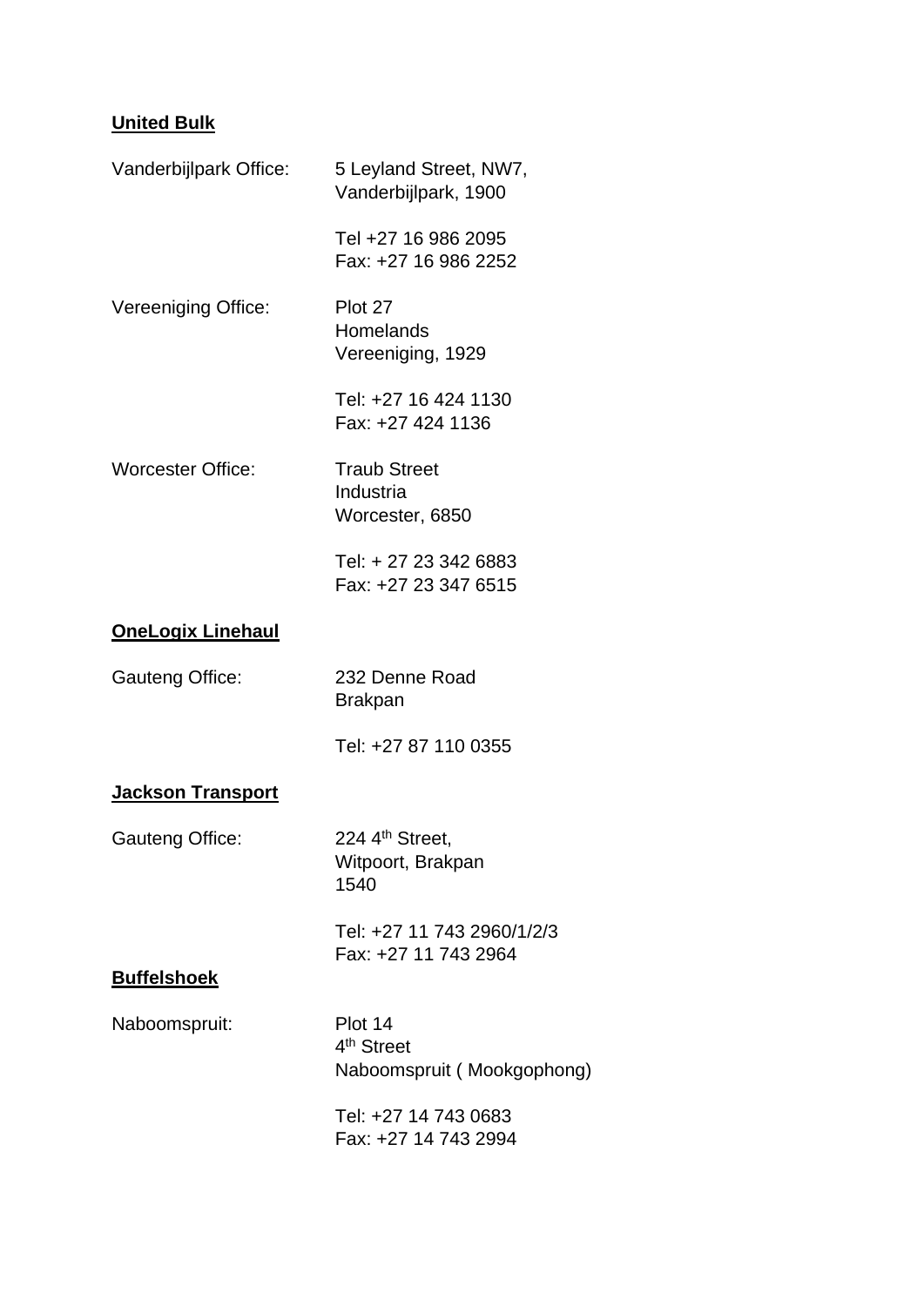**United Bulk**

Vanderbijlpark Office: 5 Leyland Street, NW7,
Vanderbijlpark, 1900

Tel +27 16 986 2095
Fax: +27 16 986 2252

Vereeniging Office: Plot 27
Homelands
Vereeniging, 1929

Tel: +27 16 424 1130
Fax: +27 424 1136

Worcester Office: Traub Street
Industria
Worcester, 6850

Tel: + 27 23 342 6883
Fax: +27 23 347 6515

**OneLogix Linehaul**

Gauteng Office: 232 Denne Road
Brakpan

Tel: +27 87 110 0355

**Jackson Transport**

Gauteng Office: 224 4th Street,
Witpoort, Brakpan
1540

Tel: +27 11 743 2960/1/2/3
Fax: +27 11 743 2964

**Buffelshoek**

Naboomspruit: Plot 14
4th Street
Naboomspruit ( Mookgophong)

Tel: +27 14 743 0683
Fax: +27 14 743 2994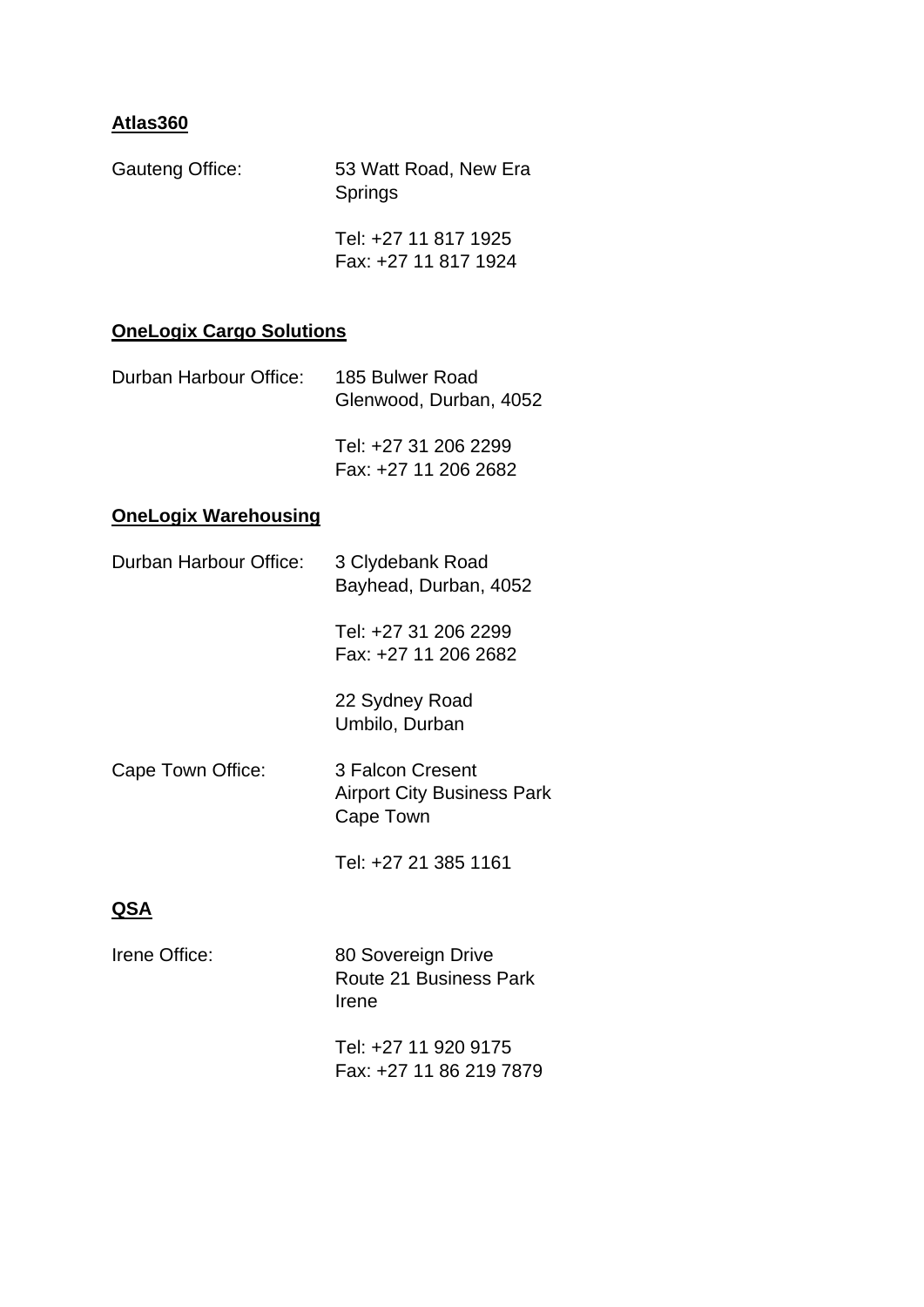**Atlas360**

| | |
|---|---|
| Gauteng Office: | 53 Watt Road, New Era<br>Springs<br><br>Tel: +27 11 817 1925<br>Fax: +27 11 817 1924 |

**OneLogix Cargo Solutions**

| | |
|---|---|
| Durban Harbour Office: | 185 Bulwer Road<br>Glenwood, Durban, 4052<br><br>Tel: +27 31 206 2299<br>Fax: +27 11 206 2682 |

**OneLogix Warehousing**

| | |
|---|---|
| Durban Harbour Office: | 3 Clydebank Road<br>Bayhead, Durban, 4052<br><br>Tel: +27 31 206 2299<br>Fax: +27 11 206 2682<br><br>22 Sydney Road<br>Umbilo, Durban |
| Cape Town Office: | 3 Falcon Cresent<br>Airport City Business Park<br>Cape Town<br><br>Tel: +27 21 385 1161 |

**QSA**

| | |
|---|---|
| Irene Office: | 80 Sovereign Drive<br>Route 21 Business Park<br>Irene<br><br>Tel: +27 11 920 9175<br>Fax: +27 11 86 219 7879 |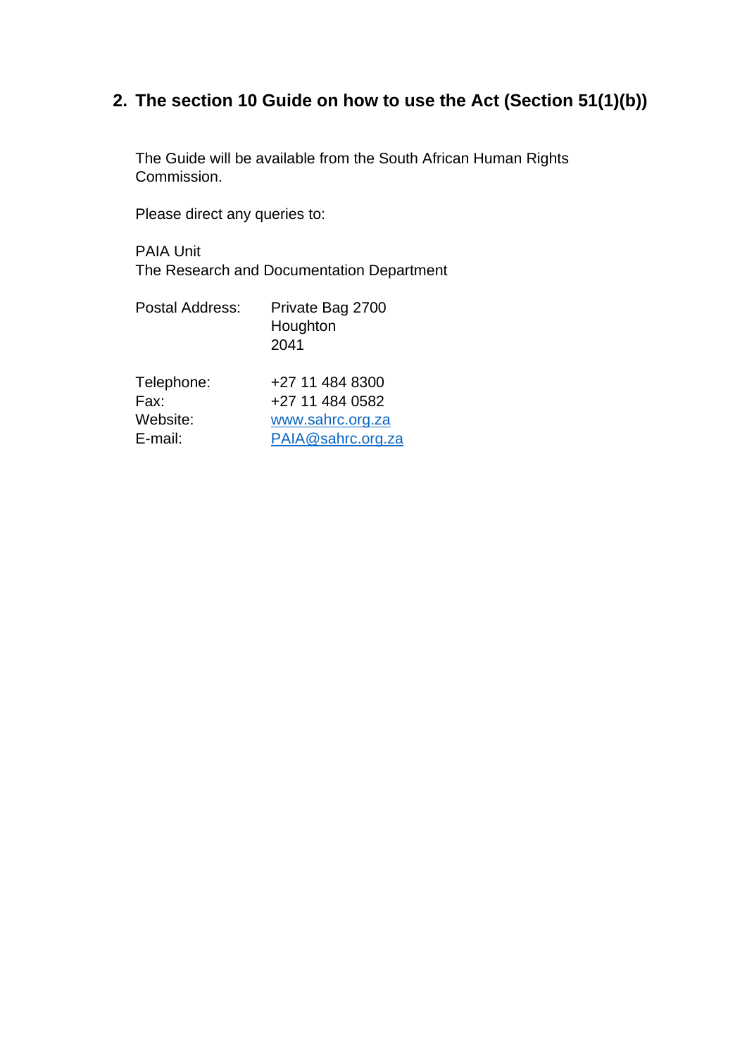## 2. The section 10 Guide on how to use the Act (Section 51(1)(b))

The Guide will be available from the South African Human Rights Commission.

Please direct any queries to:

PAIA Unit  
The Research and Documentation Department

| | |
|---|---|
| Postal Address: | Private Bag 2700<br>Houghton<br>2041 |
| Telephone: | +27 11 484 8300 |
| Fax: | +27 11 484 0582 |
| Website: | www.sahrc.org.za |
| E-mail: | PAIA@sahrc.org.za |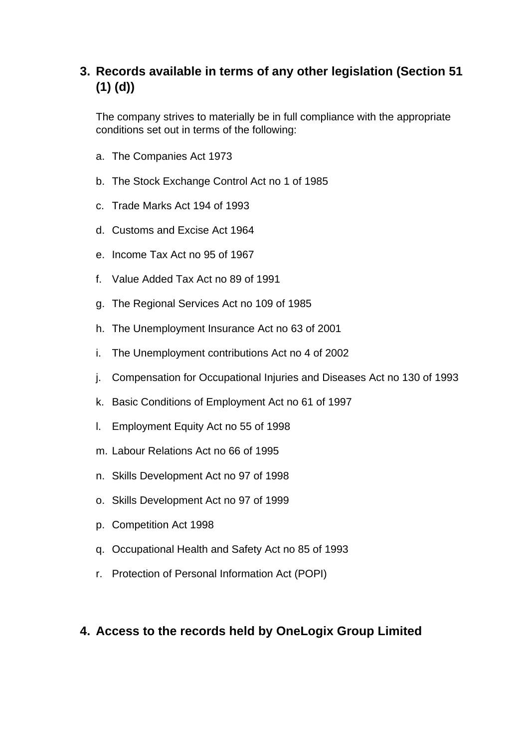## 3. Records available in terms of any other legislation (Section 51 (1) (d))

The company strives to materially be in full compliance with the appropriate conditions set out in terms of the following:

a. The Companies Act 1973

b. The Stock Exchange Control Act no 1 of 1985

c. Trade Marks Act 194 of 1993

d. Customs and Excise Act 1964

e. Income Tax Act no 95 of 1967

f. Value Added Tax Act no 89 of 1991

g. The Regional Services Act no 109 of 1985

h. The Unemployment Insurance Act no 63 of 2001

i. The Unemployment contributions Act no 4 of 2002

j. Compensation for Occupational Injuries and Diseases Act no 130 of 1993

k. Basic Conditions of Employment Act no 61 of 1997

l. Employment Equity Act no 55 of 1998

m. Labour Relations Act no 66 of 1995

n. Skills Development Act no 97 of 1998

o. Skills Development Act no 97 of 1999

p. Competition Act 1998

q. Occupational Health and Safety Act no 85 of 1993

r. Protection of Personal Information Act (POPI)

## 4. Access to the records held by OneLogix Group Limited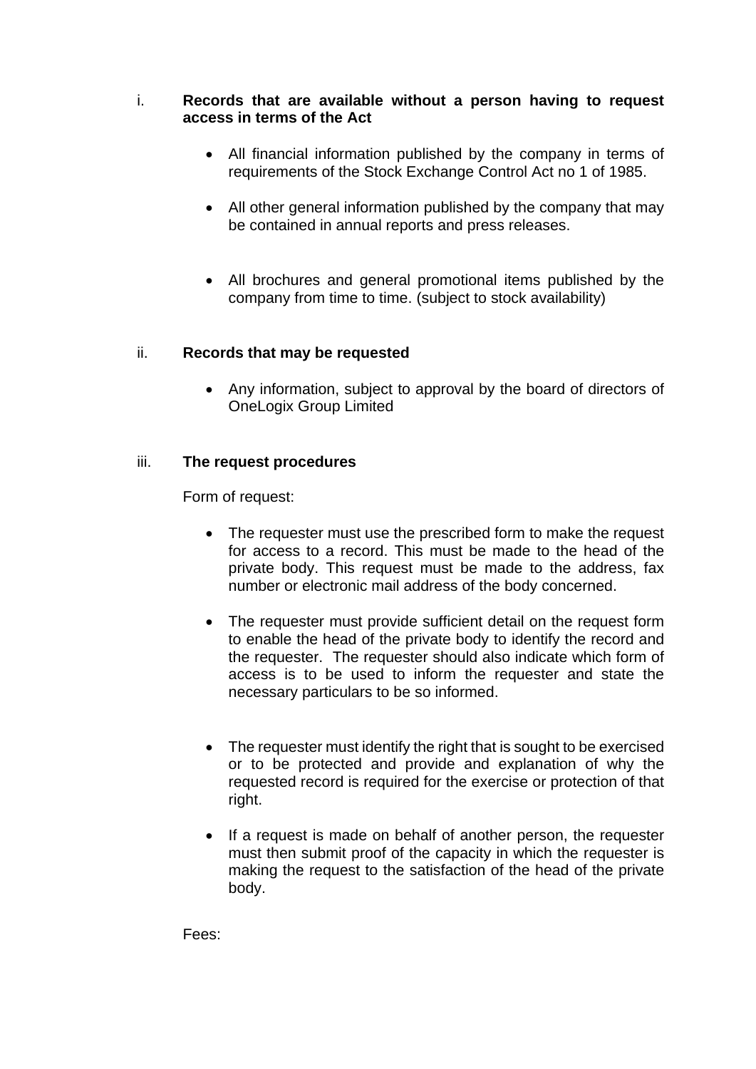i. **Records that are available without a person having to request access in terms of the Act**

- All financial information published by the company in terms of requirements of the Stock Exchange Control Act no 1 of 1985.
- All other general information published by the company that may be contained in annual reports and press releases.
- All brochures and general promotional items published by the company from time to time. (subject to stock availability)

ii. **Records that may be requested**

- Any information, subject to approval by the board of directors of OneLogix Group Limited

iii. **The request procedures**

Form of request:

- The requester must use the prescribed form to make the request for access to a record. This must be made to the head of the private body. This request must be made to the address, fax number or electronic mail address of the body concerned.
- The requester must provide sufficient detail on the request form to enable the head of the private body to identify the record and the requester. The requester should also indicate which form of access is to be used to inform the requester and state the necessary particulars to be so informed.
- The requester must identify the right that is sought to be exercised or to be protected and provide and explanation of why the requested record is required for the exercise or protection of that right.
- If a request is made on behalf of another person, the requester must then submit proof of the capacity in which the requester is making the request to the satisfaction of the head of the private body.

Fees: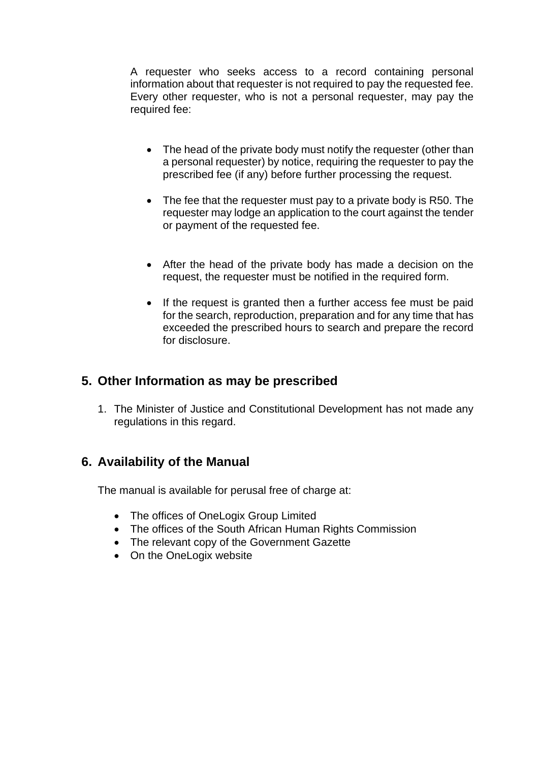A requester who seeks access to a record containing personal information about that requester is not required to pay the requested fee. Every other requester, who is not a personal requester, may pay the required fee:

- The head of the private body must notify the requester (other than a personal requester) by notice, requiring the requester to pay the prescribed fee (if any) before further processing the request.
- The fee that the requester must pay to a private body is R50. The requester may lodge an application to the court against the tender or payment of the requested fee.
- After the head of the private body has made a decision on the request, the requester must be notified in the required form.
- If the request is granted then a further access fee must be paid for the search, reproduction, preparation and for any time that has exceeded the prescribed hours to search and prepare the record for disclosure.

## 5. Other Information as may be prescribed

1. The Minister of Justice and Constitutional Development has not made any regulations in this regard.

## 6. Availability of the Manual

The manual is available for perusal free of charge at:

- The offices of OneLogix Group Limited
- The offices of the South African Human Rights Commission
- The relevant copy of the Government Gazette
- On the OneLogix website